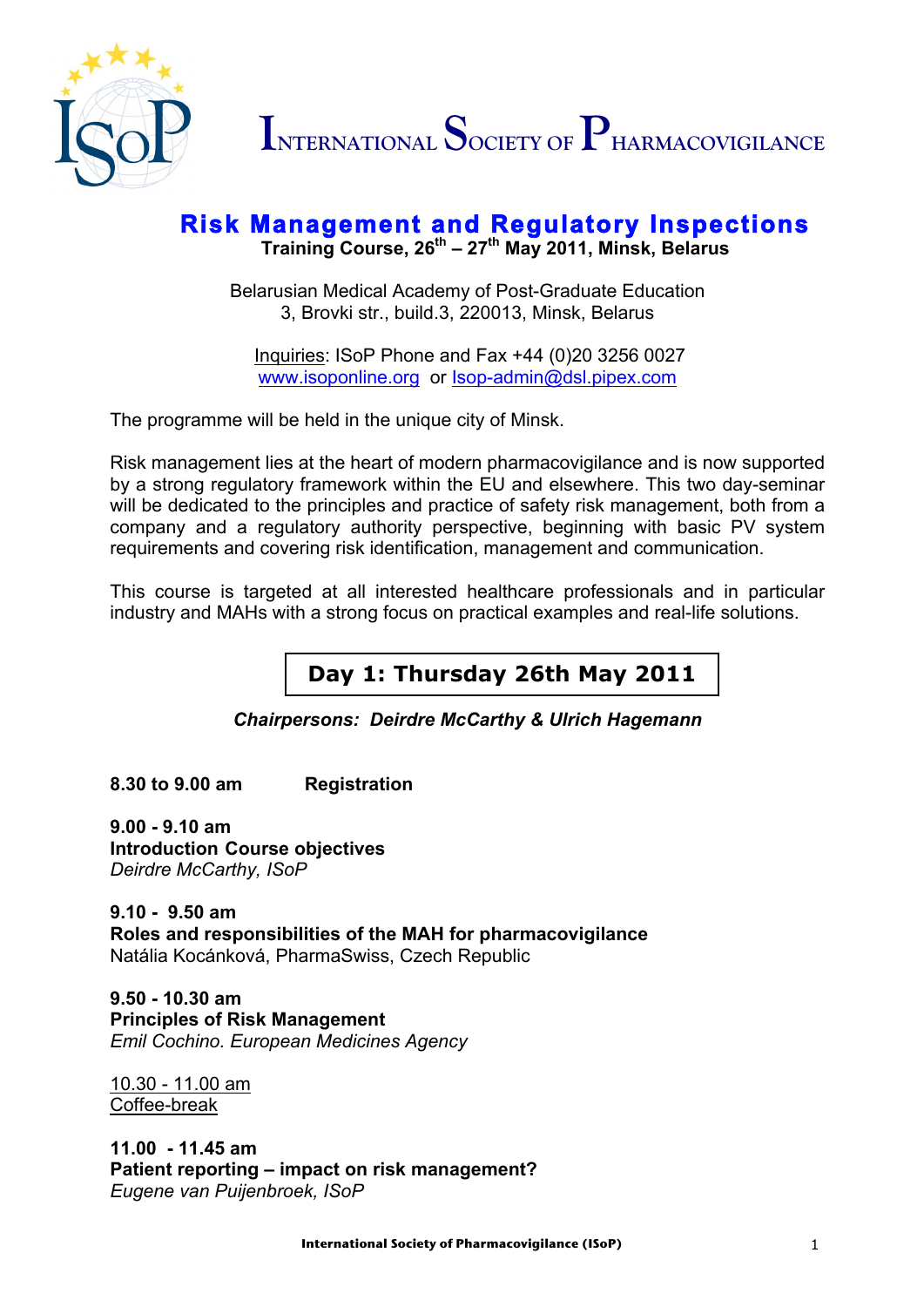# INTERNATIONAL SOCIETY OF PHARMACOVIGILANCE

## Risk Management and Regulatory Inspections

**Training Course, 26th – 27th May 2011, Minsk, Belarus**

Belarusian Medical Academy of Post-Graduate Education
3, Brovki str., build.3, 220013, Minsk, Belarus

Inquiries: ISoP Phone and Fax +44 (0)20 3256 0027
www.isoponline.org or Isop-admin@dsl.pipex.com

The programme will be held in the unique city of Minsk.

Risk management lies at the heart of modern pharmacovigilance and is now supported by a strong regulatory framework within the EU and elsewhere. This two day-seminar will be dedicated to the principles and practice of safety risk management, both from a company and a regulatory authority perspective, beginning with basic PV system requirements and covering risk identification, management and communication.

This course is targeted at all interested healthcare professionals and in particular industry and MAHs with a strong focus on practical examples and real-life solutions.

## Day 1: Thursday 26th May 2011

***Chairpersons: Deirdre McCarthy & Ulrich Hagemann***

**8.30 to 9.00 am** **Registration**

**9.00 - 9.10 am**
**Introduction Course objectives**
*Deirdre McCarthy, ISoP*

**9.10 - 9.50 am**
**Roles and responsibilities of the MAH for pharmacovigilance**
Natália Kocánková, PharmaSwiss, Czech Republic

**9.50 - 10.30 am**
**Principles of Risk Management**
*Emil Cochino. European Medicines Agency*

10.30 - 11.00 am
Coffee-break

**11.00 - 11.45 am**
**Patient reporting – impact on risk management?**
*Eugene van Puijenbroek, ISoP*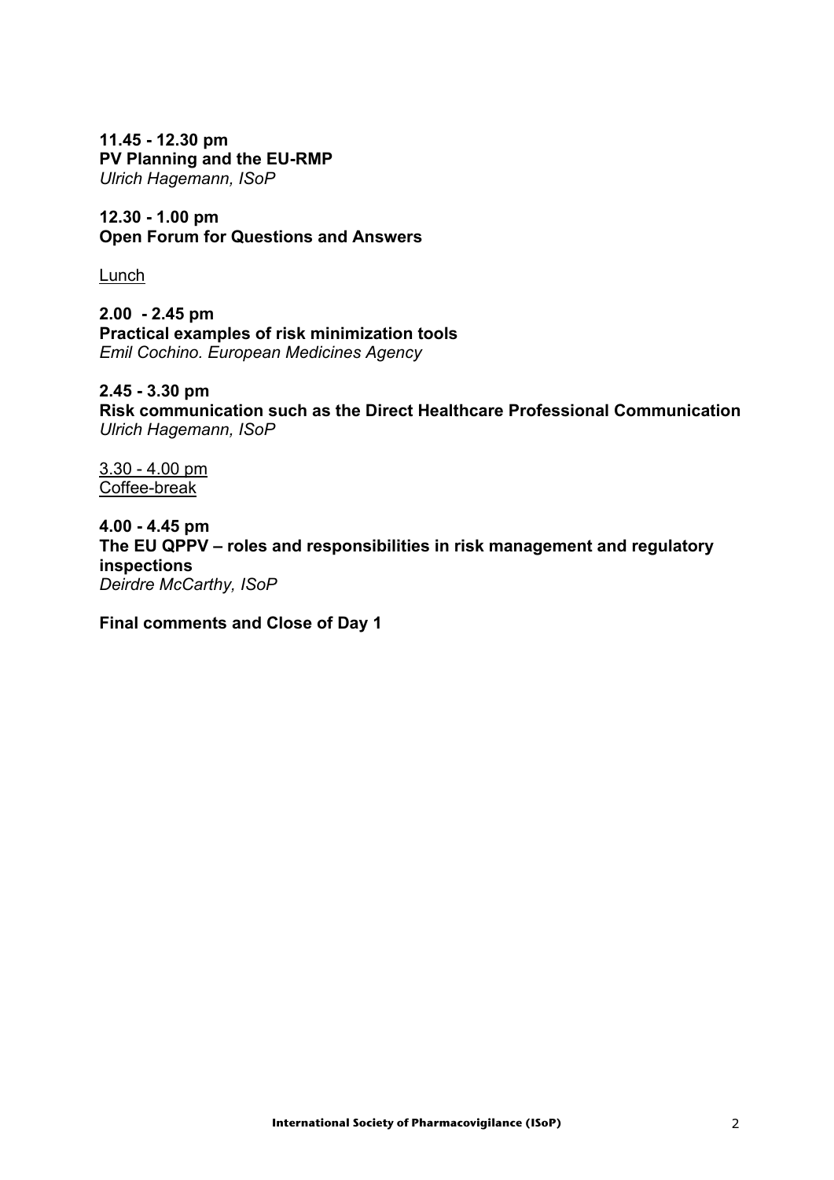**11.45 - 12.30 pm**
**PV Planning and the EU-RMP**
*Ulrich Hagemann, ISoP*

**12.30 - 1.00 pm**
**Open Forum for Questions and Answers**

Lunch

**2.00 - 2.45 pm**
**Practical examples of risk minimization tools**
*Emil Cochino. European Medicines Agency*

**2.45 - 3.30 pm**
**Risk communication such as the Direct Healthcare Professional Communication**
*Ulrich Hagemann, ISoP*

3.30 - 4.00 pm
Coffee-break

**4.00 - 4.45 pm**
**The EU QPPV – roles and responsibilities in risk management and regulatory inspections**
*Deirdre McCarthy, ISoP*

**Final comments and Close of Day 1**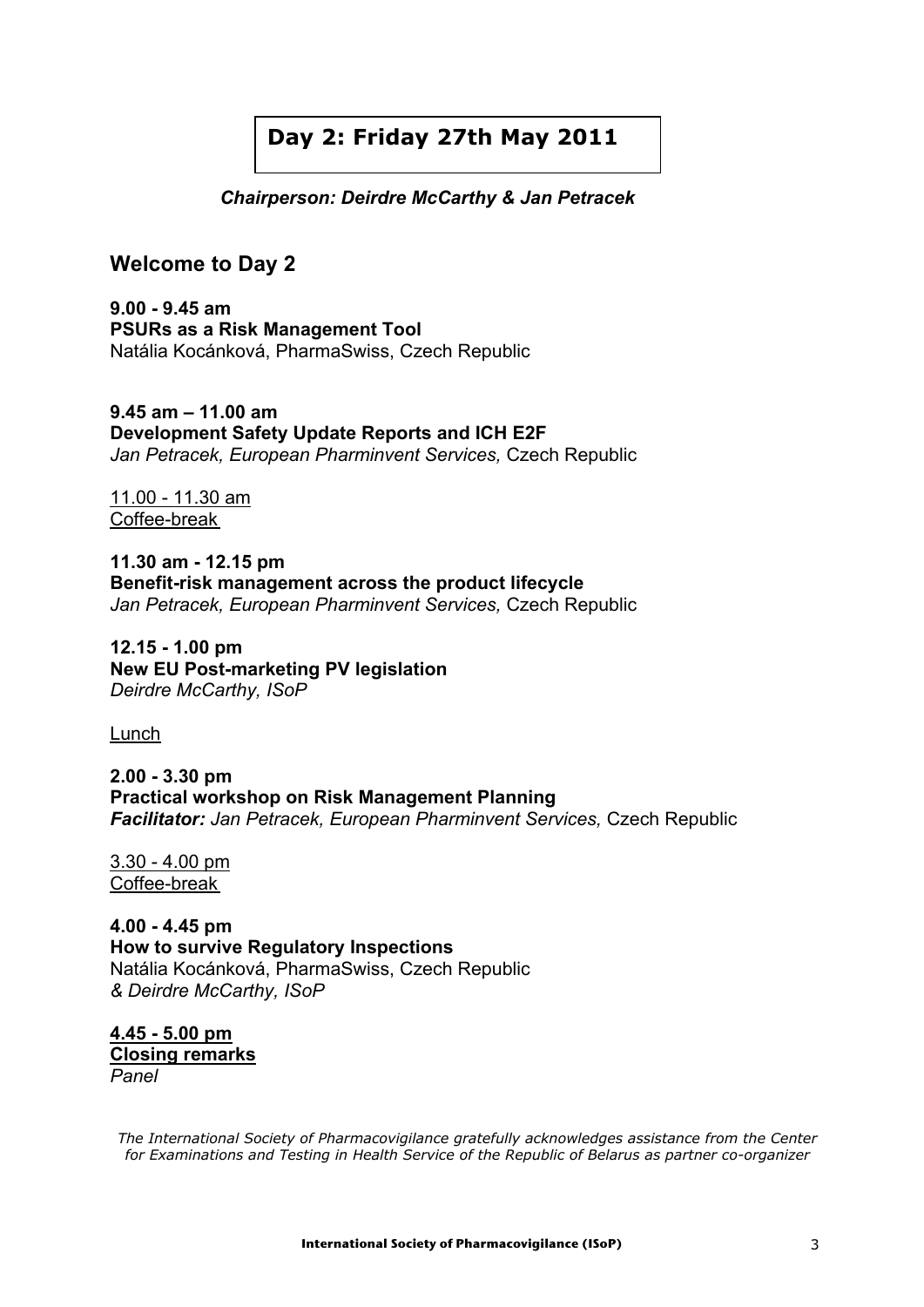# Day 2: Friday 27th May 2011

***Chairperson: Deirdre McCarthy & Jan Petracek***

## Welcome to Day 2

**9.00 - 9.45 am**
**PSURs as a Risk Management Tool**
Natália Kocánková, PharmaSwiss, Czech Republic

**9.45 am – 11.00 am**
**Development Safety Update Reports and ICH E2F**
*Jan Petracek, European Pharminvent Services,* Czech Republic

11.00 - 11.30 am
Coffee-break

**11.30 am - 12.15 pm**
**Benefit-risk management across the product lifecycle**
*Jan Petracek, European Pharminvent Services,* Czech Republic

**12.15 - 1.00 pm**
**New EU Post-marketing PV legislation**
*Deirdre McCarthy, ISoP*

Lunch

**2.00 - 3.30 pm**
**Practical workshop on Risk Management Planning**
***Facilitator:*** *Jan Petracek, European Pharminvent Services,* Czech Republic

3.30 - 4.00 pm
Coffee-break

**4.00 - 4.45 pm**
**How to survive Regulatory Inspections**
Natália Kocánková, PharmaSwiss, Czech Republic
*& Deirdre McCarthy, ISoP*

**4.45 - 5.00 pm**
**Closing remarks**
*Panel*

*The International Society of Pharmacovigilance gratefully acknowledges assistance from the Center for Examinations and Testing in Health Service of the Republic of Belarus as partner co-organizer*